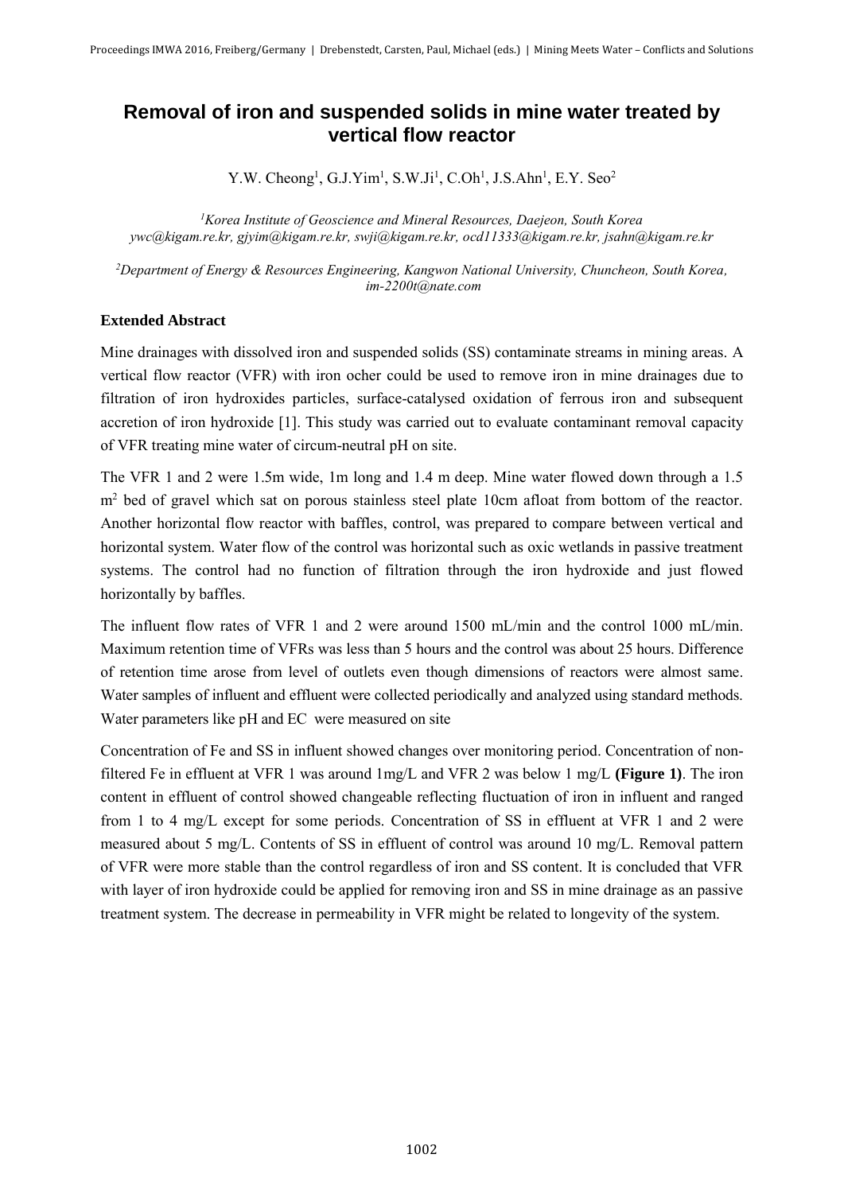# Removal of iron and suspended solids in mine water treated by vertical flow reactor

Y.W. Cheong[1], G.J.Yim[1], S.W.Ji[1], C.Oh[1], J.S.Ahn[1], E.Y. Seo[2]

[1]*Korea Institute of Geoscience and Mineral Resources, Daejeon, South Korea*
*ywc@kigam.re.kr, gjyim@kigam.re.kr, swji@kigam.re.kr, ocd11333@kigam.re.kr, jsahn@kigam.re.kr*

[2]*Department of Energy & Resources Engineering, Kangwon National University, Chuncheon, South Korea, im-2200t@nate.com*

**Extended Abstract**

Mine drainages with dissolved iron and suspended solids (SS) contaminate streams in mining areas. A vertical flow reactor (VFR) with iron ocher could be used to remove iron in mine drainages due to filtration of iron hydroxides particles, surface-catalysed oxidation of ferrous iron and subsequent accretion of iron hydroxide [1]. This study was carried out to evaluate contaminant removal capacity of VFR treating mine water of circum-neutral pH on site.

The VFR 1 and 2 were 1.5m wide, 1m long and 1.4 m deep. Mine water flowed down through a 1.5 $m^2$ bed of gravel which sat on porous stainless steel plate 10cm afloat from bottom of the reactor. Another horizontal flow reactor with baffles, control, was prepared to compare between vertical and horizontal system. Water flow of the control was horizontal such as oxic wetlands in passive treatment systems. The control had no function of filtration through the iron hydroxide and just flowed horizontally by baffles.

The influent flow rates of VFR 1 and 2 were around 1500 mL/min and the control 1000 mL/min. Maximum retention time of VFRs was less than 5 hours and the control was about 25 hours. Difference of retention time arose from level of outlets even though dimensions of reactors were almost same. Water samples of influent and effluent were collected periodically and analyzed using standard methods. Water parameters like pH and EC were measured on site

Concentration of Fe and SS in influent showed changes over monitoring period. Concentration of non-filtered Fe in effluent at VFR 1 was around 1mg/L and VFR 2 was below 1 mg/L **(Figure 1)**. The iron content in effluent of control showed changeable reflecting fluctuation of iron in influent and ranged from 1 to 4 mg/L except for some periods. Concentration of SS in effluent at VFR 1 and 2 were measured about 5 mg/L. Contents of SS in effluent of control was around 10 mg/L. Removal pattern of VFR were more stable than the control regardless of iron and SS content. It is concluded that VFR with layer of iron hydroxide could be applied for removing iron and SS in mine drainage as an passive treatment system. The decrease in permeability in VFR might be related to longevity of the system.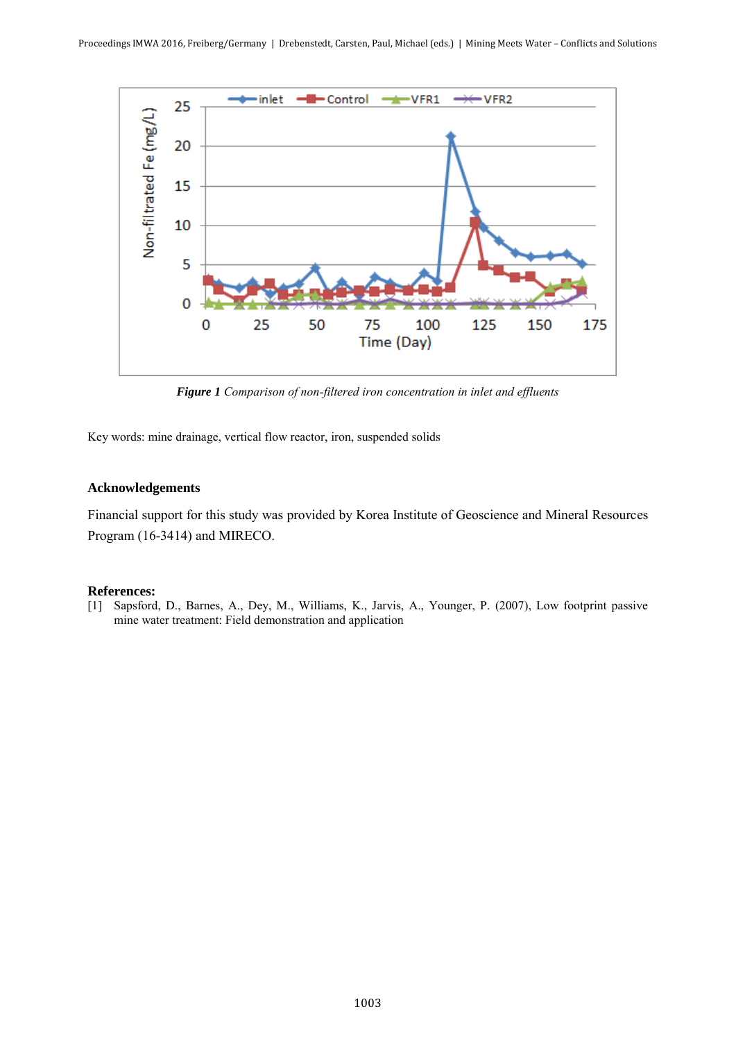inlet Control VFR1 VFR2

Non-filtrated Fe (mg/L)

25
20
15
10
5
0

0 25 50 75 100 125 150 175

Time (Day)

***Figure 1*** *Comparison of non-filtered iron concentration in inlet and effluents*

Key words: mine drainage, vertical flow reactor, iron, suspended solids

### Acknowledgements

Financial support for this study was provided by Korea Institute of Geoscience and Mineral Resources Program (16-3414) and MIRECO.

### References:

[1] Sapsford, D., Barnes, A., Dey, M., Williams, K., Jarvis, A., Younger, P. (2007), Low footprint passive mine water treatment: Field demonstration and application